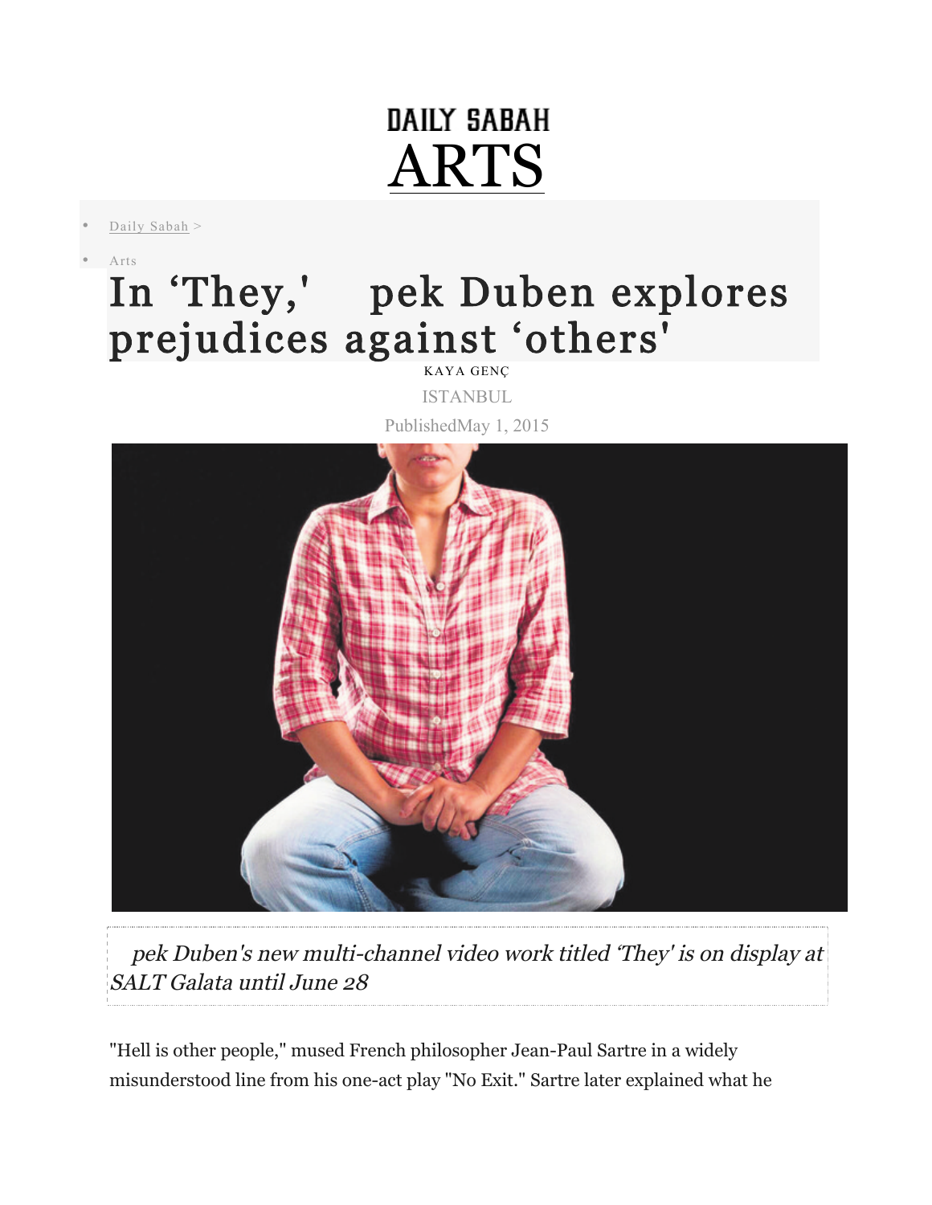DAILY SABAH

# ARTS

- Daily Sabah >
- Arts

# In ‘They,' pek Duben explores prejudices against ‘others'

KAYA GENÇ

ISTANBUL

PublishedMay 1, 2015

*pek Duben's new multi-channel video work titled ‘They' is on display at SALT Galata until June 28*

"Hell is other people," mused French philosopher Jean-Paul Sartre in a widely misunderstood line from his one-act play "No Exit." Sartre later explained what he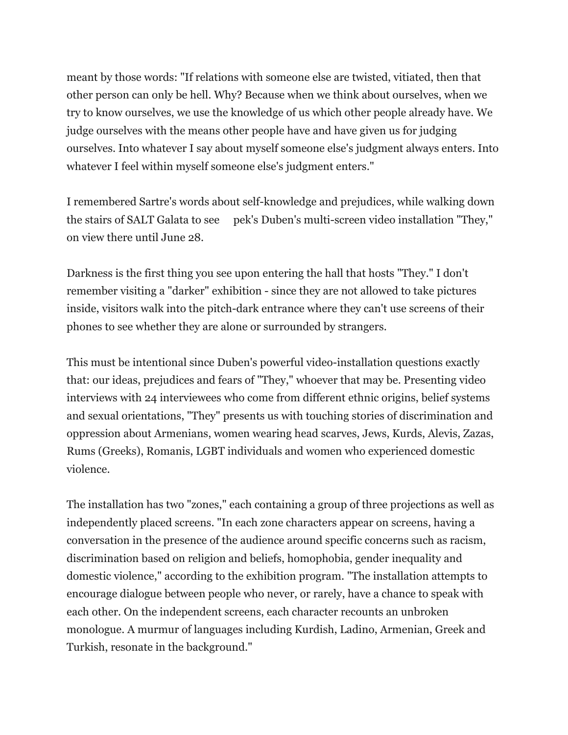meant by those words: "If relations with someone else are twisted, vitiated, then that other person can only be hell. Why? Because when we think about ourselves, when we try to know ourselves, we use the knowledge of us which other people already have. We judge ourselves with the means other people have and have given us for judging ourselves. Into whatever I say about myself someone else's judgment always enters. Into whatever I feel within myself someone else's judgment enters."

I remembered Sartre's words about self-knowledge and prejudices, while walking down the stairs of SALT Galata to see pek's Duben's multi-screen video installation "They," on view there until June 28.

Darkness is the first thing you see upon entering the hall that hosts "They." I don't remember visiting a "darker" exhibition - since they are not allowed to take pictures inside, visitors walk into the pitch-dark entrance where they can't use screens of their phones to see whether they are alone or surrounded by strangers.

This must be intentional since Duben's powerful video-installation questions exactly that: our ideas, prejudices and fears of "They," whoever that may be. Presenting video interviews with 24 interviewees who come from different ethnic origins, belief systems and sexual orientations, "They" presents us with touching stories of discrimination and oppression about Armenians, women wearing head scarves, Jews, Kurds, Alevis, Zazas, Rums (Greeks), Romanis, LGBT individuals and women who experienced domestic violence.

The installation has two "zones," each containing a group of three projections as well as independently placed screens. "In each zone characters appear on screens, having a conversation in the presence of the audience around specific concerns such as racism, discrimination based on religion and beliefs, homophobia, gender inequality and domestic violence," according to the exhibition program. "The installation attempts to encourage dialogue between people who never, or rarely, have a chance to speak with each other. On the independent screens, each character recounts an unbroken monologue. A murmur of languages including Kurdish, Ladino, Armenian, Greek and Turkish, resonate in the background."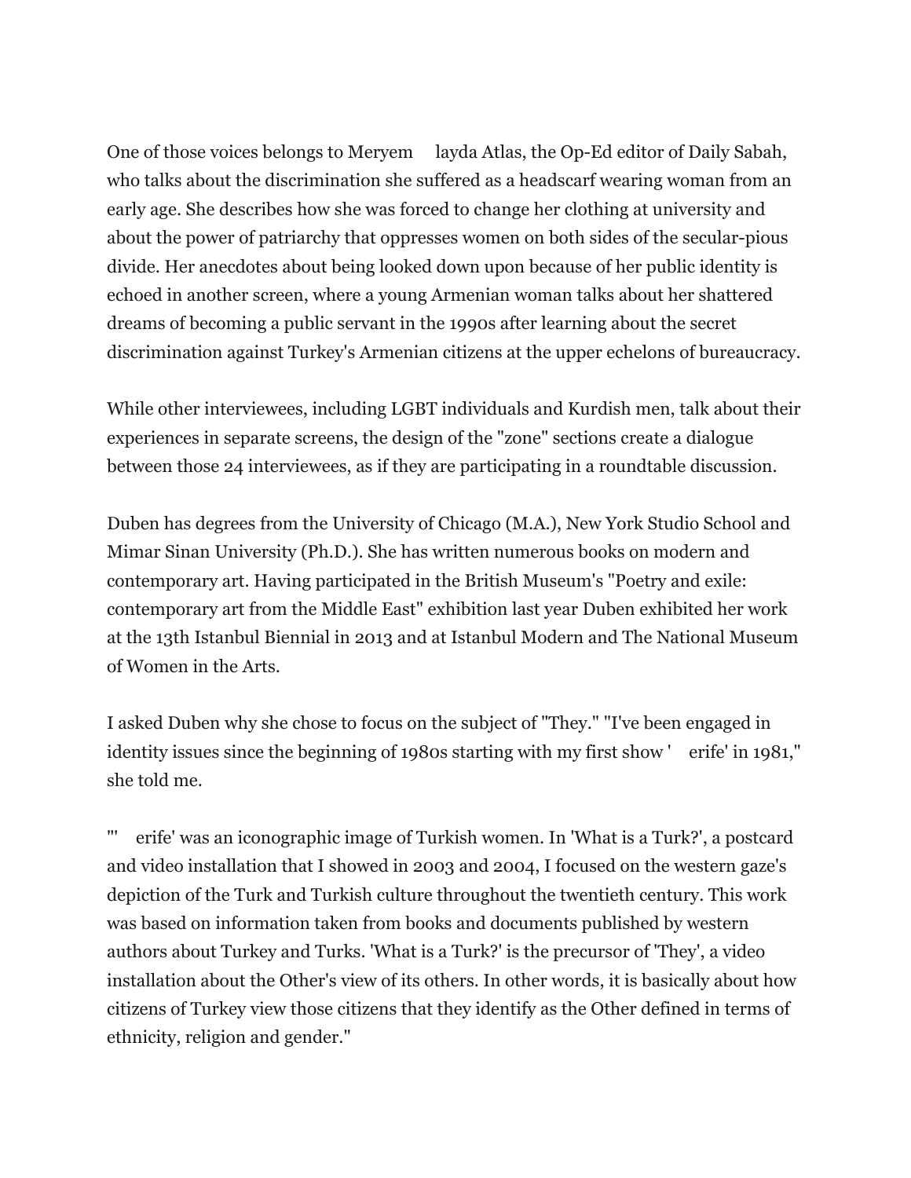One of those voices belongs to Meryem layda Atlas, the Op-Ed editor of Daily Sabah, who talks about the discrimination she suffered as a headscarf wearing woman from an early age. She describes how she was forced to change her clothing at university and about the power of patriarchy that oppresses women on both sides of the secular-pious divide. Her anecdotes about being looked down upon because of her public identity is echoed in another screen, where a young Armenian woman talks about her shattered dreams of becoming a public servant in the 1990s after learning about the secret discrimination against Turkey's Armenian citizens at the upper echelons of bureaucracy.

While other interviewees, including LGBT individuals and Kurdish men, talk about their experiences in separate screens, the design of the "zone" sections create a dialogue between those 24 interviewees, as if they are participating in a roundtable discussion.

Duben has degrees from the University of Chicago (M.A.), New York Studio School and Mimar Sinan University (Ph.D.). She has written numerous books on modern and contemporary art. Having participated in the British Museum's "Poetry and exile: contemporary art from the Middle East" exhibition last year Duben exhibited her work at the 13th Istanbul Biennial in 2013 and at Istanbul Modern and The National Museum of Women in the Arts.

I asked Duben why she chose to focus on the subject of "They." "I've been engaged in identity issues since the beginning of 1980s starting with my first show ' erife' in 1981," she told me.

"' erife' was an iconographic image of Turkish women. In 'What is a Turk?', a postcard and video installation that I showed in 2003 and 2004, I focused on the western gaze's depiction of the Turk and Turkish culture throughout the twentieth century. This work was based on information taken from books and documents published by western authors about Turkey and Turks. 'What is a Turk?' is the precursor of 'They', a video installation about the Other's view of its others. In other words, it is basically about how citizens of Turkey view those citizens that they identify as the Other defined in terms of ethnicity, religion and gender."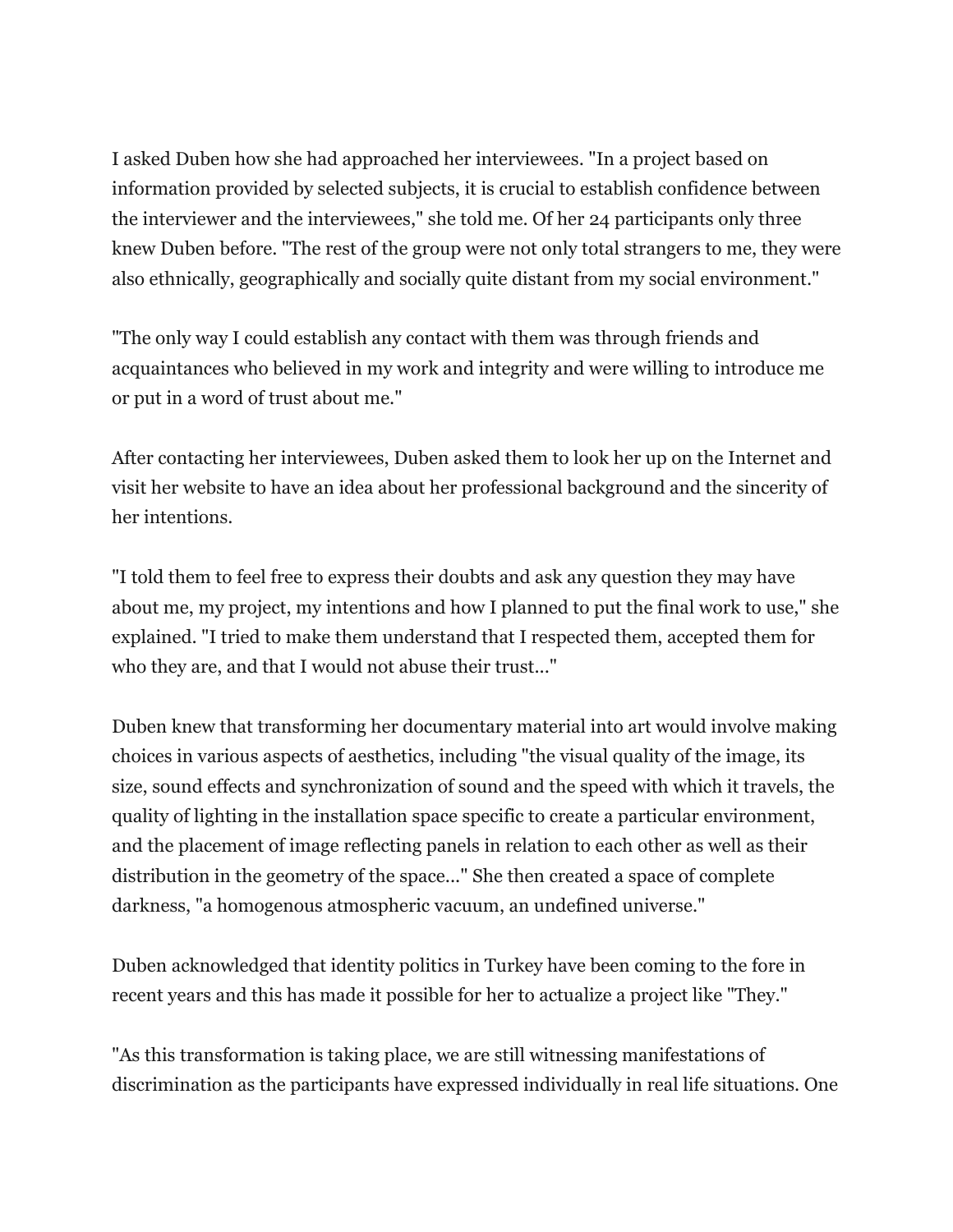I asked Duben how she had approached her interviewees. "In a project based on information provided by selected subjects, it is crucial to establish confidence between the interviewer and the interviewees," she told me. Of her 24 participants only three knew Duben before. "The rest of the group were not only total strangers to me, they were also ethnically, geographically and socially quite distant from my social environment."

"The only way I could establish any contact with them was through friends and acquaintances who believed in my work and integrity and were willing to introduce me or put in a word of trust about me."

After contacting her interviewees, Duben asked them to look her up on the Internet and visit her website to have an idea about her professional background and the sincerity of her intentions.

"I told them to feel free to express their doubts and ask any question they may have about me, my project, my intentions and how I planned to put the final work to use," she explained. "I tried to make them understand that I respected them, accepted them for who they are, and that I would not abuse their trust..."

Duben knew that transforming her documentary material into art would involve making choices in various aspects of aesthetics, including "the visual quality of the image, its size, sound effects and synchronization of sound and the speed with which it travels, the quality of lighting in the installation space specific to create a particular environment, and the placement of image reflecting panels in relation to each other as well as their distribution in the geometry of the space..." She then created a space of complete darkness, "a homogenous atmospheric vacuum, an undefined universe."

Duben acknowledged that identity politics in Turkey have been coming to the fore in recent years and this has made it possible for her to actualize a project like "They."

"As this transformation is taking place, we are still witnessing manifestations of discrimination as the participants have expressed individually in real life situations. One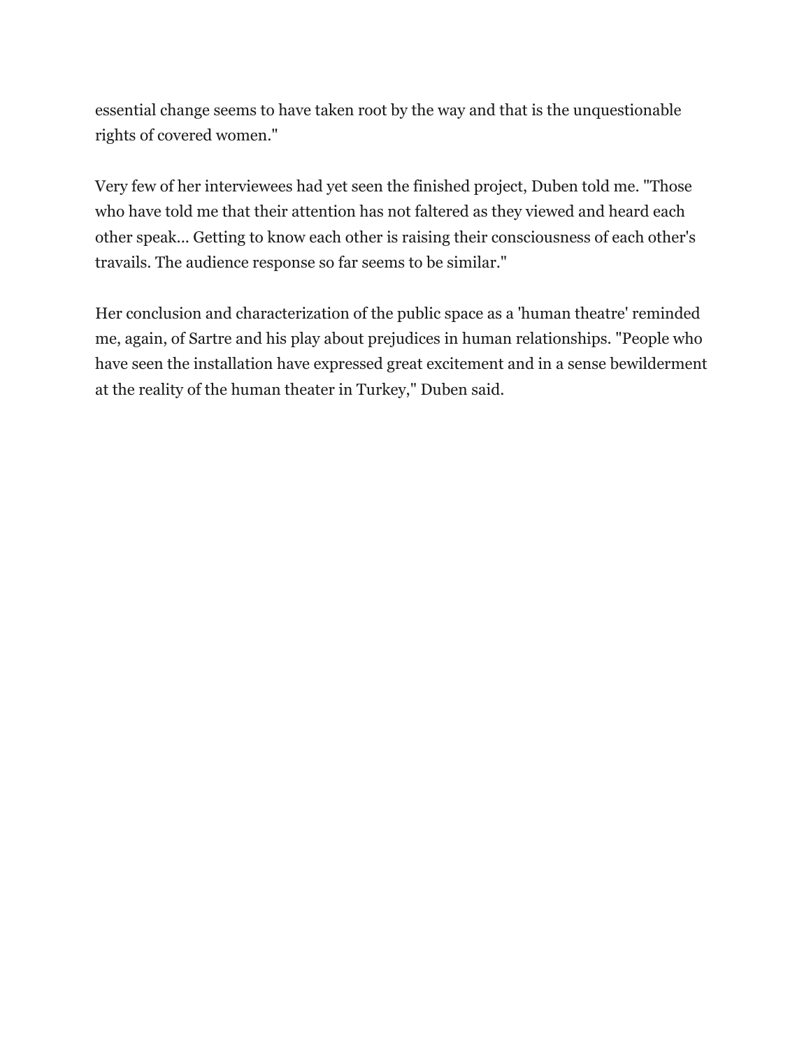essential change seems to have taken root by the way and that is the unquestionable rights of covered women."

Very few of her interviewees had yet seen the finished project, Duben told me. "Those who have told me that their attention has not faltered as they viewed and heard each other speak... Getting to know each other is raising their consciousness of each other's travails. The audience response so far seems to be similar."

Her conclusion and characterization of the public space as a 'human theatre' reminded me, again, of Sartre and his play about prejudices in human relationships. "People who have seen the installation have expressed great excitement and in a sense bewilderment at the reality of the human theater in Turkey," Duben said.